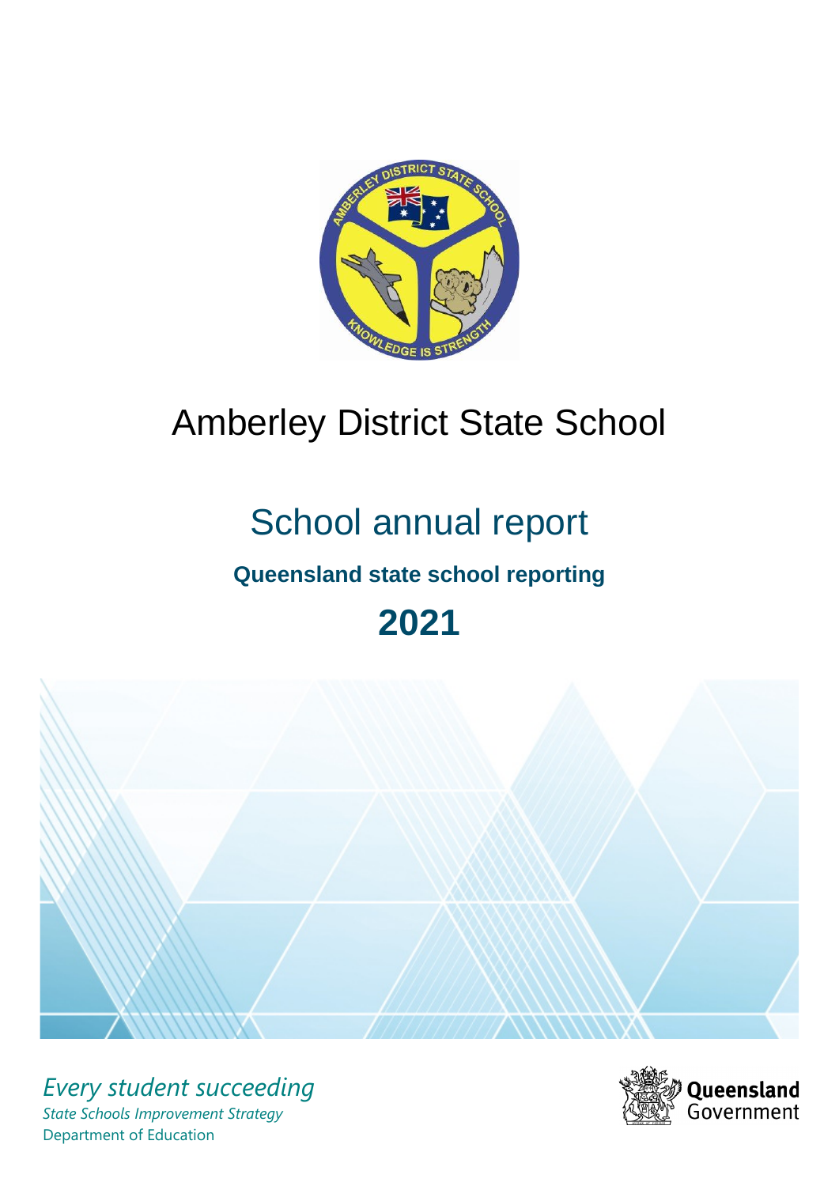# Amberley District State School

## School annual report

**Queensland state school reporting**

# 2021

*Every student succeeding*

*State Schools Improvement Strategy*

Department of Education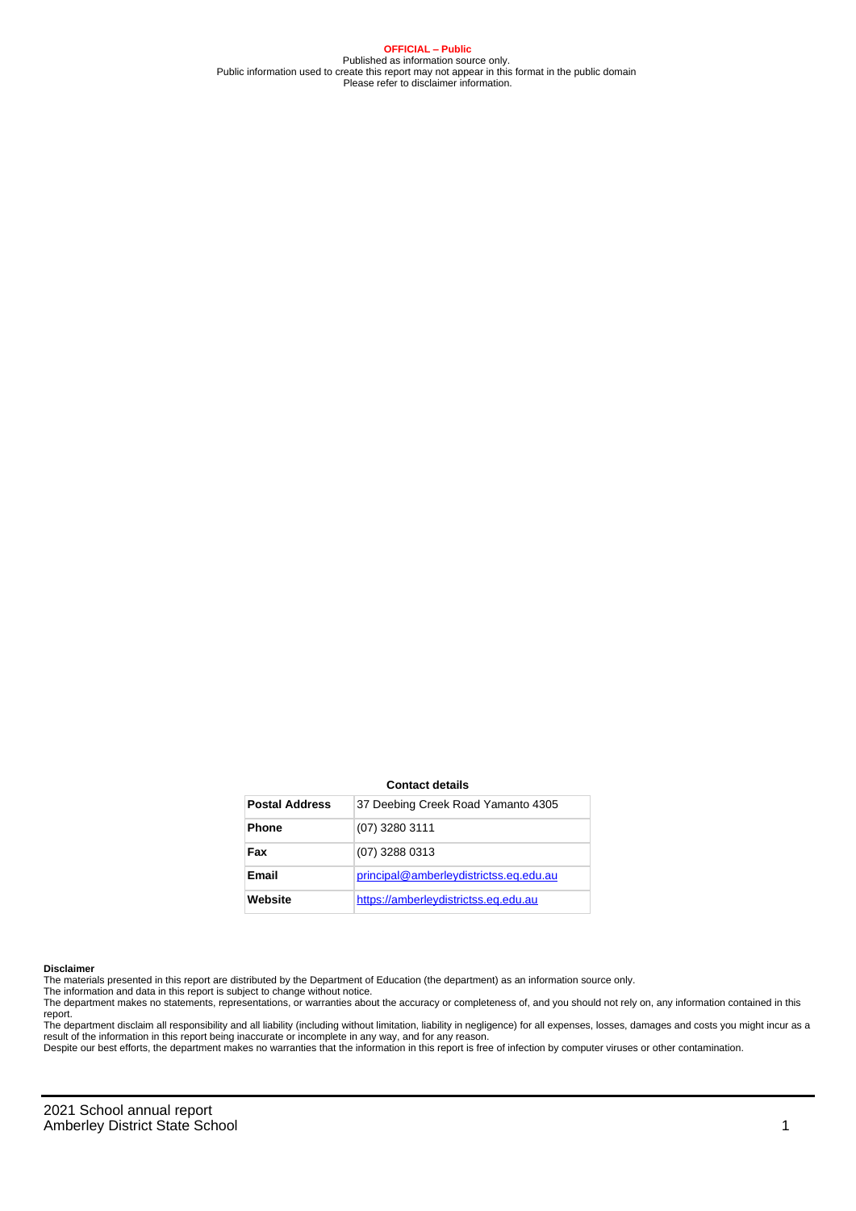**OFFICIAL – Public**
Published as information source only.
Public information used to create this report may not appear in this format in the public domain
Please refer to disclaimer information.

**Contact details**

| **Postal Address** | 37 Deebing Creek Road Yamanto 4305 |
|---|---|
| **Phone** | (07) 3280 3111 |
| **Fax** | (07) 3288 0313 |
| **Email** | principal@amberleydistrictss.eq.edu.au |
| **Website** | https://amberleydistrictss.eq.edu.au |

**Disclaimer**

The materials presented in this report are distributed by the Department of Education (the department) as an information source only.

The information and data in this report is subject to change without notice.

The department makes no statements, representations, or warranties about the accuracy or completeness of, and you should not rely on, any information contained in this report.

The department disclaim all responsibility and all liability (including without limitation, liability in negligence) for all expenses, losses, damages and costs you might incur as a result of the information in this report being inaccurate or incomplete in any way, and for any reason.

Despite our best efforts, the department makes no warranties that the information in this report is free of infection by computer viruses or other contamination.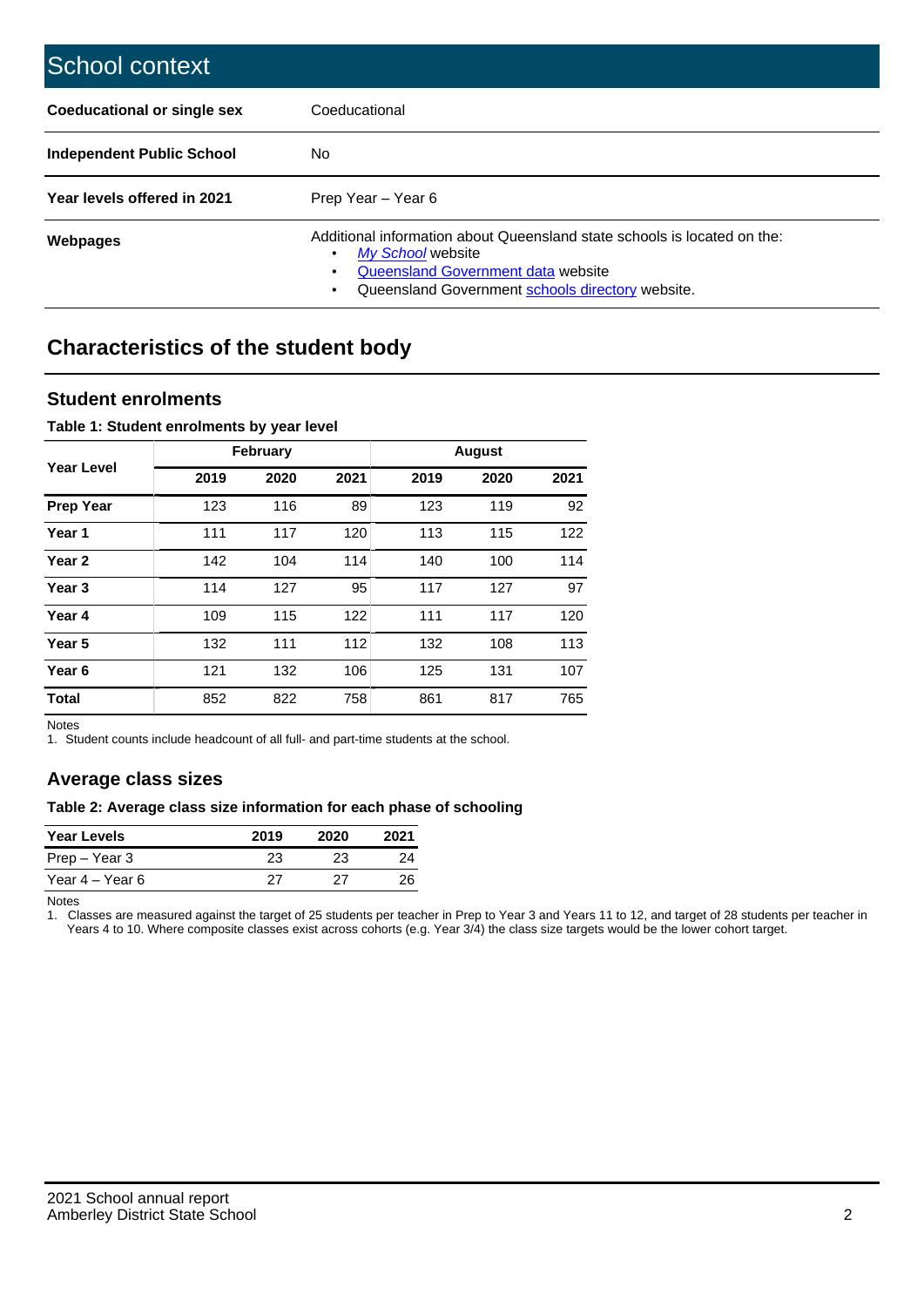# School context

| | |
|---|---|
| **Coeducational or single sex** | Coeducational |
| **Independent Public School** | No |
| **Year levels offered in 2021** | Prep Year – Year 6 |
| **Webpages** | Additional information about Queensland state schools is located on the:<br>• *My School* website<br>• Queensland Government data website<br>• Queensland Government schools directory website. |

## Characteristics of the student body

### Student enrolments

**Table 1: Student enrolments by year level**

| Year Level | February | | | August | | |
|---|---|---|---|---|---|---|
| | 2019 | 2020 | 2021 | 2019 | 2020 | 2021 |
| **Prep Year** | 123 | 116 | 89 | 123 | 119 | 92 |
| **Year 1** | 111 | 117 | 120 | 113 | 115 | 122 |
| **Year 2** | 142 | 104 | 114 | 140 | 100 | 114 |
| **Year 3** | 114 | 127 | 95 | 117 | 127 | 97 |
| **Year 4** | 109 | 115 | 122 | 111 | 117 | 120 |
| **Year 5** | 132 | 111 | 112 | 132 | 108 | 113 |
| **Year 6** | 121 | 132 | 106 | 125 | 131 | 107 |
| **Total** | 852 | 822 | 758 | 861 | 817 | 765 |

Notes

1. Student counts include headcount of all full- and part-time students at the school.

### Average class sizes

**Table 2: Average class size information for each phase of schooling**

| Year Levels | 2019 | 2020 | 2021 |
|---|---|---|---|
| Prep – Year 3 | 23 | 23 | 24 |
| Year 4 – Year 6 | 27 | 27 | 26 |

Notes

1. Classes are measured against the target of 25 students per teacher in Prep to Year 3 and Years 11 to 12, and target of 28 students per teacher in Years 4 to 10. Where composite classes exist across cohorts (e.g. Year 3/4) the class size targets would be the lower cohort target.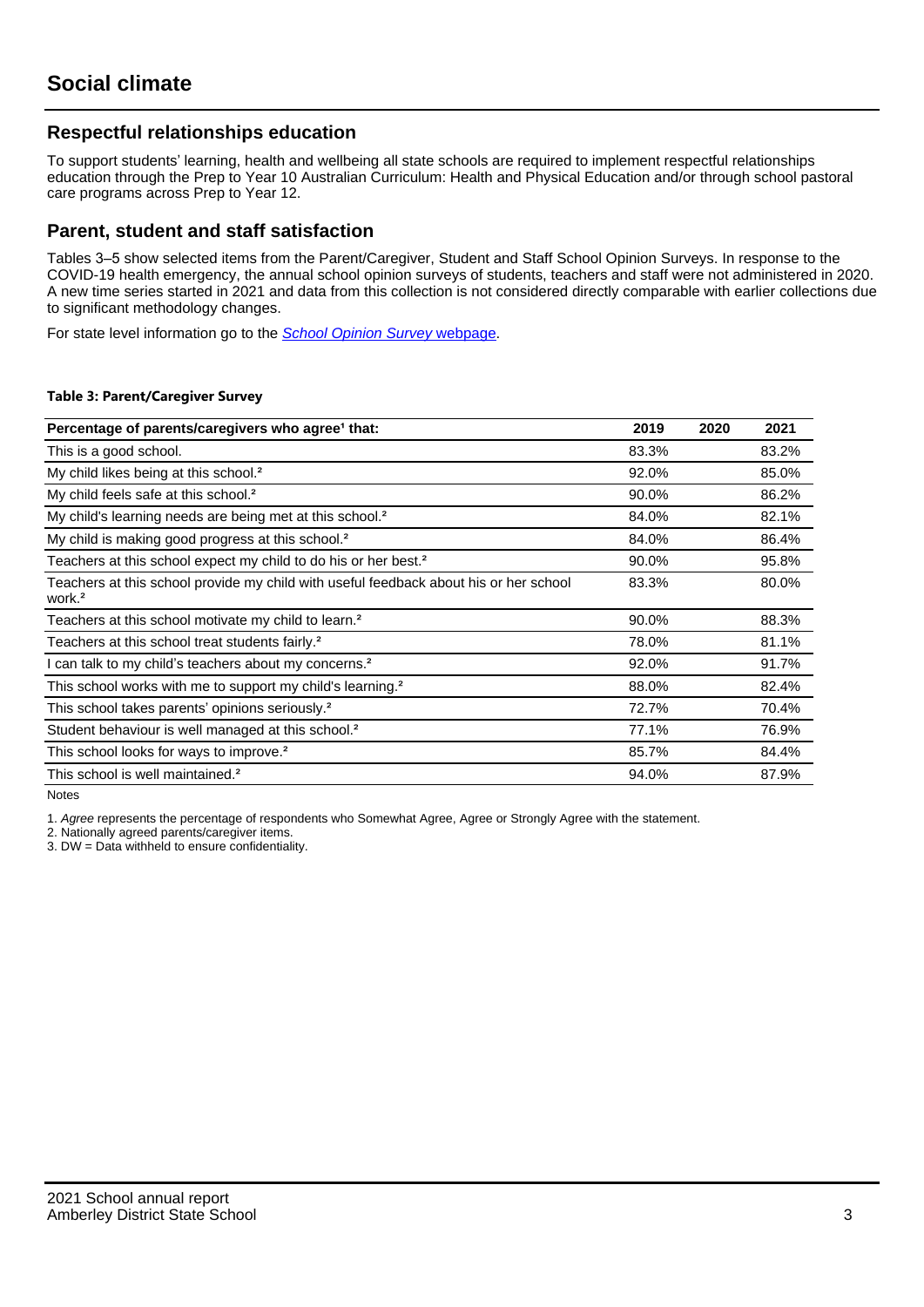# Social climate

## Respectful relationships education

To support students' learning, health and wellbeing all state schools are required to implement respectful relationships education through the Prep to Year 10 Australian Curriculum: Health and Physical Education and/or through school pastoral care programs across Prep to Year 12.

## Parent, student and staff satisfaction

Tables 3–5 show selected items from the Parent/Caregiver, Student and Staff School Opinion Surveys. In response to the COVID-19 health emergency, the annual school opinion surveys of students, teachers and staff were not administered in 2020. A new time series started in 2021 and data from this collection is not considered directly comparable with earlier collections due to significant methodology changes.

For state level information go to the *School Opinion Survey* webpage.

**Table 3: Parent/Caregiver Survey**

| Percentage of parents/caregivers who agree[1] that: | 2019 | 2020 | 2021 |
|---|---|---|---|
| This is a good school. | 83.3% | | 83.2% |
| My child likes being at this school.[2] | 92.0% | | 85.0% |
| My child feels safe at this school.[2] | 90.0% | | 86.2% |
| My child's learning needs are being met at this school.[2] | 84.0% | | 82.1% |
| My child is making good progress at this school.[2] | 84.0% | | 86.4% |
| Teachers at this school expect my child to do his or her best.[2] | 90.0% | | 95.8% |
| Teachers at this school provide my child with useful feedback about his or her school work.[2] | 83.3% | | 80.0% |
| Teachers at this school motivate my child to learn.[2] | 90.0% | | 88.3% |
| Teachers at this school treat students fairly.[2] | 78.0% | | 81.1% |
| I can talk to my child's teachers about my concerns.[2] | 92.0% | | 91.7% |
| This school works with me to support my child's learning.[2] | 88.0% | | 82.4% |
| This school takes parents' opinions seriously.[2] | 72.7% | | 70.4% |
| Student behaviour is well managed at this school.[2] | 77.1% | | 76.9% |
| This school looks for ways to improve.[2] | 85.7% | | 84.4% |
| This school is well maintained.[2] | 94.0% | | 87.9% |

Notes

1. *Agree* represents the percentage of respondents who Somewhat Agree, Agree or Strongly Agree with the statement.
2. Nationally agreed parents/caregiver items.
3. DW = Data withheld to ensure confidentiality.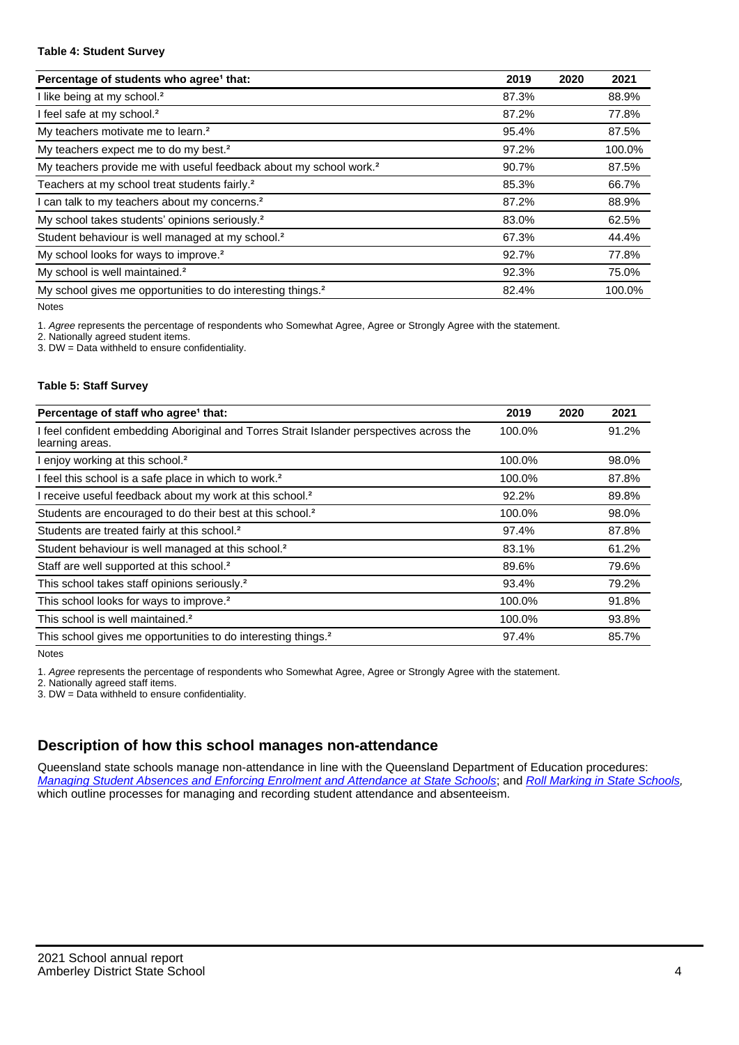**Table 4: Student Survey**

| Percentage of students who agree[1] that: | 2019 | 2020 | 2021 |
|---|---|---|---|
| I like being at my school.[2] | 87.3% | | 88.9% |
| I feel safe at my school.[2] | 87.2% | | 77.8% |
| My teachers motivate me to learn.[2] | 95.4% | | 87.5% |
| My teachers expect me to do my best.[2] | 97.2% | | 100.0% |
| My teachers provide me with useful feedback about my school work.[2] | 90.7% | | 87.5% |
| Teachers at my school treat students fairly.[2] | 85.3% | | 66.7% |
| I can talk to my teachers about my concerns.[2] | 87.2% | | 88.9% |
| My school takes students' opinions seriously.[2] | 83.0% | | 62.5% |
| Student behaviour is well managed at my school.[2] | 67.3% | | 44.4% |
| My school looks for ways to improve.[2] | 92.7% | | 77.8% |
| My school is well maintained.[2] | 92.3% | | 75.0% |
| My school gives me opportunities to do interesting things.[2] | 82.4% | | 100.0% |

Notes

1. *Agree* represents the percentage of respondents who Somewhat Agree, Agree or Strongly Agree with the statement.
2. Nationally agreed student items.
3. DW = Data withheld to ensure confidentiality.

**Table 5: Staff Survey**

| Percentage of staff who agree[1] that: | 2019 | 2020 | 2021 |
|---|---|---|---|
| I feel confident embedding Aboriginal and Torres Strait Islander perspectives across the learning areas. | 100.0% | | 91.2% |
| I enjoy working at this school.[2] | 100.0% | | 98.0% |
| I feel this school is a safe place in which to work.[2] | 100.0% | | 87.8% |
| I receive useful feedback about my work at this school.[2] | 92.2% | | 89.8% |
| Students are encouraged to do their best at this school.[2] | 100.0% | | 98.0% |
| Students are treated fairly at this school.[2] | 97.4% | | 87.8% |
| Student behaviour is well managed at this school.[2] | 83.1% | | 61.2% |
| Staff are well supported at this school.[2] | 89.6% | | 79.6% |
| This school takes staff opinions seriously.[2] | 93.4% | | 79.2% |
| This school looks for ways to improve.[2] | 100.0% | | 91.8% |
| This school is well maintained.[2] | 100.0% | | 93.8% |
| This school gives me opportunities to do interesting things.[2] | 97.4% | | 85.7% |

Notes

1. *Agree* represents the percentage of respondents who Somewhat Agree, Agree or Strongly Agree with the statement.
2. Nationally agreed staff items.
3. DW = Data withheld to ensure confidentiality.

## Description of how this school manages non-attendance

Queensland state schools manage non-attendance in line with the Queensland Department of Education procedures: *Managing Student Absences and Enforcing Enrolment and Attendance at State Schools*; and *Roll Marking in State Schools*, which outline processes for managing and recording student attendance and absenteeism.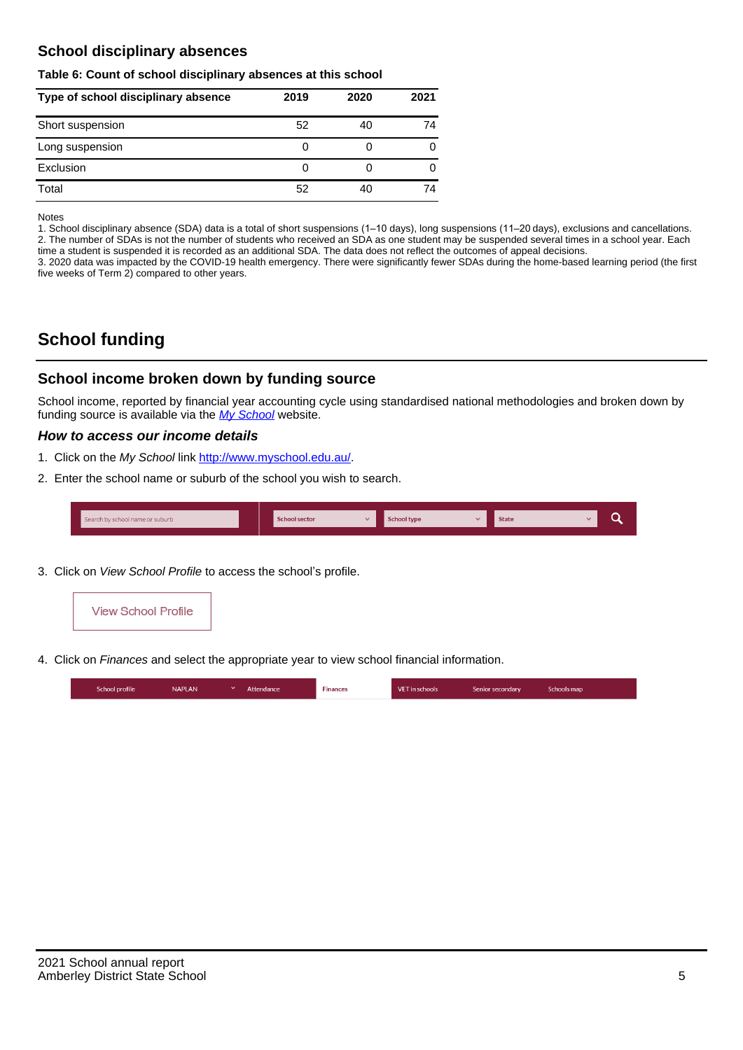## School disciplinary absences

**Table 6: Count of school disciplinary absences at this school**

| Type of school disciplinary absence | 2019 | 2020 | 2021 |
|---|---|---|---|
| Short suspension | 52 | 40 | 74 |
| Long suspension | 0 | 0 | 0 |
| Exclusion | 0 | 0 | 0 |
| Total | 52 | 40 | 74 |

Notes

1. School disciplinary absence (SDA) data is a total of short suspensions (1–10 days), long suspensions (11–20 days), exclusions and cancellations.
2. The number of SDAs is not the number of students who received an SDA as one student may be suspended several times in a school year. Each time a student is suspended it is recorded as an additional SDA. The data does not reflect the outcomes of appeal decisions.
3. 2020 data was impacted by the COVID-19 health emergency. There were significantly fewer SDAs during the home-based learning period (the first five weeks of Term 2) compared to other years.

# School funding

## School income broken down by funding source

School income, reported by financial year accounting cycle using standardised national methodologies and broken down by funding source is available via the *My School* website.

### *How to access our income details*

1. Click on the *My School* link http://www.myschool.edu.au/.
2. Enter the school name or suburb of the school you wish to search.

Search by school name or suburb | School sector | School type | State

3. Click on *View School Profile* to access the school's profile.

View School Profile

4. Click on *Finances* and select the appropriate year to view school financial information.

School profile | NAPLAN | Attendance | Finances | VET in schools | Senior secondary | Schools map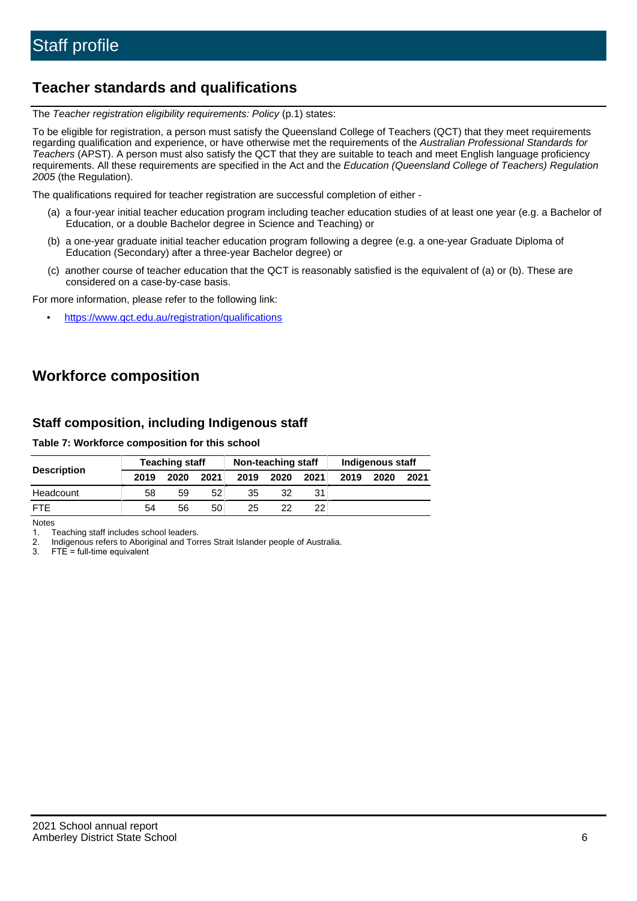# Staff profile

## Teacher standards and qualifications

The *Teacher registration eligibility requirements: Policy* (p.1) states:

To be eligible for registration, a person must satisfy the Queensland College of Teachers (QCT) that they meet requirements regarding qualification and experience, or have otherwise met the requirements of the *Australian Professional Standards for Teachers* (APST). A person must also satisfy the QCT that they are suitable to teach and meet English language proficiency requirements. All these requirements are specified in the Act and the *Education (Queensland College of Teachers) Regulation 2005* (the Regulation).

The qualifications required for teacher registration are successful completion of either -

(a) a four-year initial teacher education program including teacher education studies of at least one year (e.g. a Bachelor of Education, or a double Bachelor degree in Science and Teaching) or

(b) a one-year graduate initial teacher education program following a degree (e.g. a one-year Graduate Diploma of Education (Secondary) after a three-year Bachelor degree) or

(c) another course of teacher education that the QCT is reasonably satisfied is the equivalent of (a) or (b). These are considered on a case-by-case basis.

For more information, please refer to the following link:

- https://www.qct.edu.au/registration/qualifications

## Workforce composition

### Staff composition, including Indigenous staff

**Table 7: Workforce composition for this school**

| Description | Teaching staff | | | Non-teaching staff | | | Indigenous staff | | |
|---|---|---|---|---|---|---|---|---|---|
| | 2019 | 2020 | 2021 | 2019 | 2020 | 2021 | 2019 | 2020 | 2021 |
| Headcount | 58 | 59 | 52 | 35 | 32 | 31 | | | |
| FTE | 54 | 56 | 50 | 25 | 22 | 22 | | | |

Notes

1. Teaching staff includes school leaders.
2. Indigenous refers to Aboriginal and Torres Strait Islander people of Australia.
3. FTE = full-time equivalent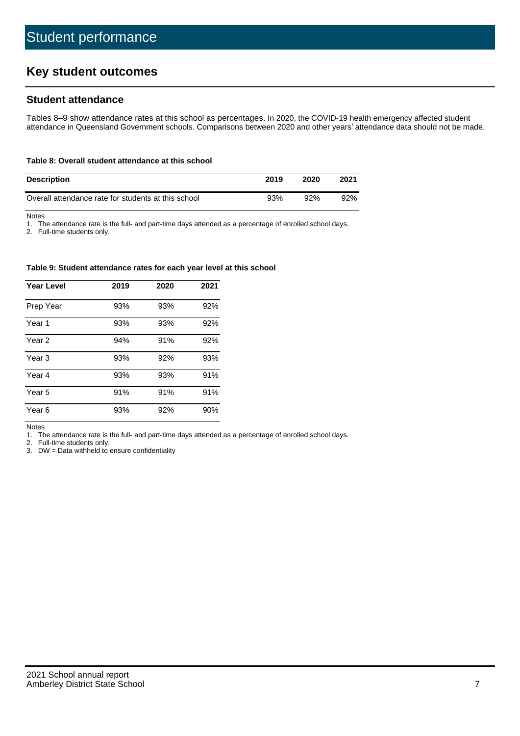# Student performance

## Key student outcomes

### Student attendance

Tables 8–9 show attendance rates at this school as percentages. In 2020, the COVID-19 health emergency affected student attendance in Queensland Government schools. Comparisons between 2020 and other years' attendance data should not be made.

**Table 8: Overall student attendance at this school**

| Description | 2019 | 2020 | 2021 |
|---|---|---|---|
| Overall attendance rate for students at this school | 93% | 92% | 92% |

Notes

1. The attendance rate is the full- and part-time days attended as a percentage of enrolled school days.
2. Full-time students only.

**Table 9: Student attendance rates for each year level at this school**

| Year Level | 2019 | 2020 | 2021 |
|---|---|---|---|
| Prep Year | 93% | 93% | 92% |
| Year 1 | 93% | 93% | 92% |
| Year 2 | 94% | 91% | 92% |
| Year 3 | 93% | 92% | 93% |
| Year 4 | 93% | 93% | 91% |
| Year 5 | 91% | 91% | 91% |
| Year 6 | 93% | 92% | 90% |

Notes

1. The attendance rate is the full- and part-time days attended as a percentage of enrolled school days.
2. Full-time students only.
3. DW = Data withheld to ensure confidentiality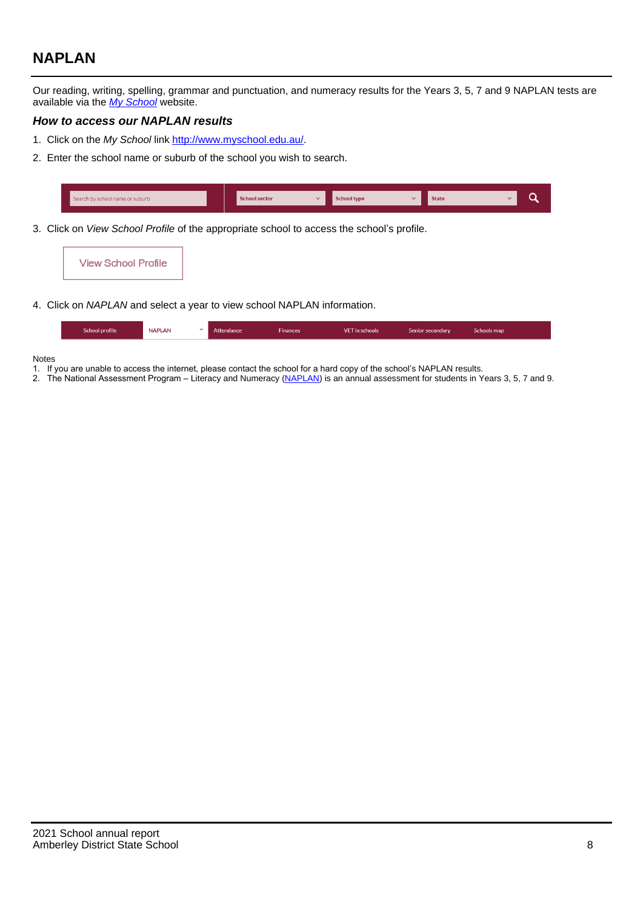## NAPLAN

Our reading, writing, spelling, grammar and punctuation, and numeracy results for the Years 3, 5, 7 and 9 NAPLAN tests are available via the [*My School*](http://www.myschool.edu.au/) website.

### *How to access our NAPLAN results*

1. Click on the *My School* link [http://www.myschool.edu.au/](http://www.myschool.edu.au/).
2. Enter the school name or suburb of the school you wish to search.

Search by school name or suburb | School sector | School type | State

3. Click on *View School Profile* of the appropriate school to access the school's profile.

View School Profile

4. Click on *NAPLAN* and select a year to view school NAPLAN information.

School profile | NAPLAN | Attendance | Finances | VET in schools | Senior secondary | Schools map

Notes
1. If you are unable to access the internet, please contact the school for a hard copy of the school's NAPLAN results.
2. The National Assessment Program – Literacy and Numeracy (NAPLAN) is an annual assessment for students in Years 3, 5, 7 and 9.